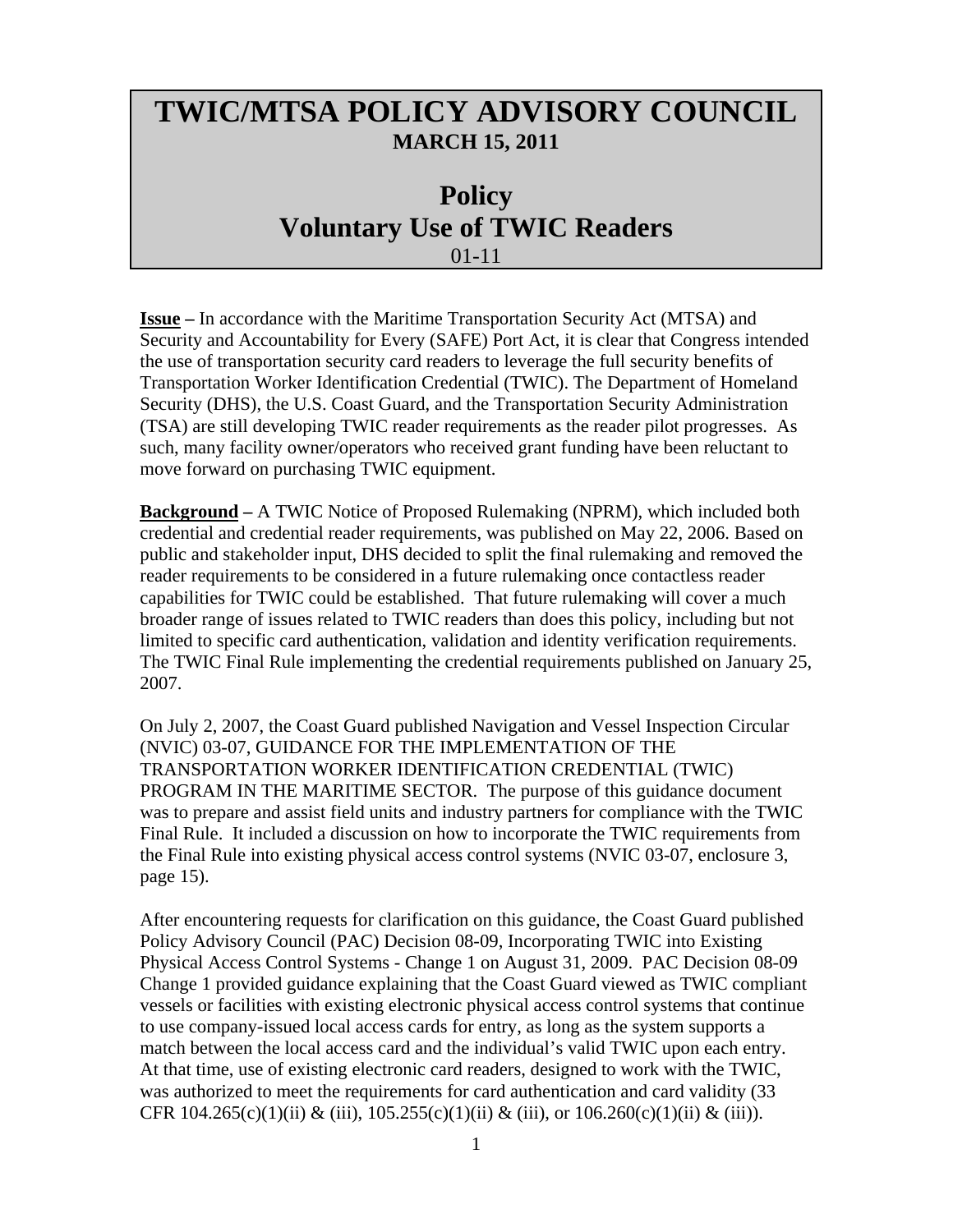# TWIC/MTSA POLICY ADVISORY COUNCIL

**MARCH 15, 2011**

## Policy
## Voluntary Use of TWIC Readers

01-11

**Issue –** In accordance with the Maritime Transportation Security Act (MTSA) and Security and Accountability for Every (SAFE) Port Act, it is clear that Congress intended the use of transportation security card readers to leverage the full security benefits of Transportation Worker Identification Credential (TWIC). The Department of Homeland Security (DHS), the U.S. Coast Guard, and the Transportation Security Administration (TSA) are still developing TWIC reader requirements as the reader pilot progresses. As such, many facility owner/operators who received grant funding have been reluctant to move forward on purchasing TWIC equipment.

**Background –** A TWIC Notice of Proposed Rulemaking (NPRM), which included both credential and credential reader requirements, was published on May 22, 2006. Based on public and stakeholder input, DHS decided to split the final rulemaking and removed the reader requirements to be considered in a future rulemaking once contactless reader capabilities for TWIC could be established. That future rulemaking will cover a much broader range of issues related to TWIC readers than does this policy, including but not limited to specific card authentication, validation and identity verification requirements. The TWIC Final Rule implementing the credential requirements published on January 25, 2007.

On July 2, 2007, the Coast Guard published Navigation and Vessel Inspection Circular (NVIC) 03-07, GUIDANCE FOR THE IMPLEMENTATION OF THE TRANSPORTATION WORKER IDENTIFICATION CREDENTIAL (TWIC) PROGRAM IN THE MARITIME SECTOR. The purpose of this guidance document was to prepare and assist field units and industry partners for compliance with the TWIC Final Rule. It included a discussion on how to incorporate the TWIC requirements from the Final Rule into existing physical access control systems (NVIC 03-07, enclosure 3, page 15).

After encountering requests for clarification on this guidance, the Coast Guard published Policy Advisory Council (PAC) Decision 08-09, Incorporating TWIC into Existing Physical Access Control Systems - Change 1 on August 31, 2009. PAC Decision 08-09 Change 1 provided guidance explaining that the Coast Guard viewed as TWIC compliant vessels or facilities with existing electronic physical access control systems that continue to use company-issued local access cards for entry, as long as the system supports a match between the local access card and the individual's valid TWIC upon each entry. At that time, use of existing electronic card readers, designed to work with the TWIC, was authorized to meet the requirements for card authentication and card validity (33 CFR 104.265(c)(1)(ii) & (iii), 105.255(c)(1)(ii) & (iii), or 106.260(c)(1)(ii) & (iii)).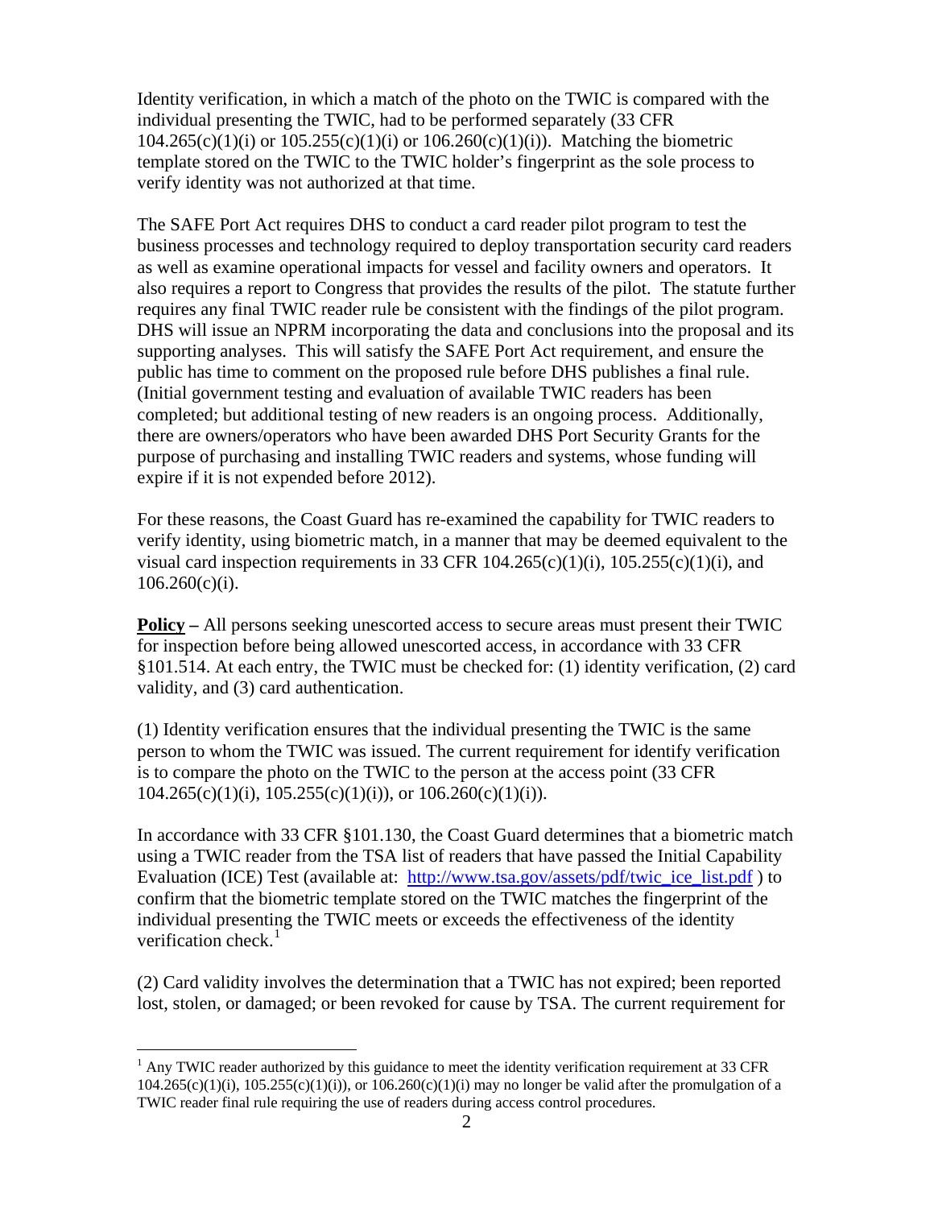Identity verification, in which a match of the photo on the TWIC is compared with the individual presenting the TWIC, had to be performed separately (33 CFR 104.265(c)(1)(i) or 105.255(c)(1)(i) or 106.260(c)(1)(i)). Matching the biometric template stored on the TWIC to the TWIC holder's fingerprint as the sole process to verify identity was not authorized at that time.

The SAFE Port Act requires DHS to conduct a card reader pilot program to test the business processes and technology required to deploy transportation security card readers as well as examine operational impacts for vessel and facility owners and operators. It also requires a report to Congress that provides the results of the pilot. The statute further requires any final TWIC reader rule be consistent with the findings of the pilot program. DHS will issue an NPRM incorporating the data and conclusions into the proposal and its supporting analyses. This will satisfy the SAFE Port Act requirement, and ensure the public has time to comment on the proposed rule before DHS publishes a final rule. (Initial government testing and evaluation of available TWIC readers has been completed; but additional testing of new readers is an ongoing process. Additionally, there are owners/operators who have been awarded DHS Port Security Grants for the purpose of purchasing and installing TWIC readers and systems, whose funding will expire if it is not expended before 2012).

For these reasons, the Coast Guard has re-examined the capability for TWIC readers to verify identity, using biometric match, in a manner that may be deemed equivalent to the visual card inspection requirements in 33 CFR 104.265(c)(1)(i), 105.255(c)(1)(i), and 106.260(c)(i).

**Policy** – All persons seeking unescorted access to secure areas must present their TWIC for inspection before being allowed unescorted access, in accordance with 33 CFR §101.514. At each entry, the TWIC must be checked for: (1) identity verification, (2) card validity, and (3) card authentication.

(1) Identity verification ensures that the individual presenting the TWIC is the same person to whom the TWIC was issued. The current requirement for identify verification is to compare the photo on the TWIC to the person at the access point (33 CFR 104.265(c)(1)(i), 105.255(c)(1)(i)), or 106.260(c)(1)(i)).

In accordance with 33 CFR §101.130, the Coast Guard determines that a biometric match using a TWIC reader from the TSA list of readers that have passed the Initial Capability Evaluation (ICE) Test (available at: [http://www.tsa.gov/assets/pdf/twic_ice_list.pdf](http://www.tsa.gov/assets/pdf/twic_ice_list.pdf) ) to confirm that the biometric template stored on the TWIC matches the fingerprint of the individual presenting the TWIC meets or exceeds the effectiveness of the identity verification check.[1]

(2) Card validity involves the determination that a TWIC has not expired; been reported lost, stolen, or damaged; or been revoked for cause by TSA. The current requirement for

---

[1] Any TWIC reader authorized by this guidance to meet the identity verification requirement at 33 CFR 104.265(c)(1)(i), 105.255(c)(1)(i)), or 106.260(c)(1)(i) may no longer be valid after the promulgation of a TWIC reader final rule requiring the use of readers during access control procedures.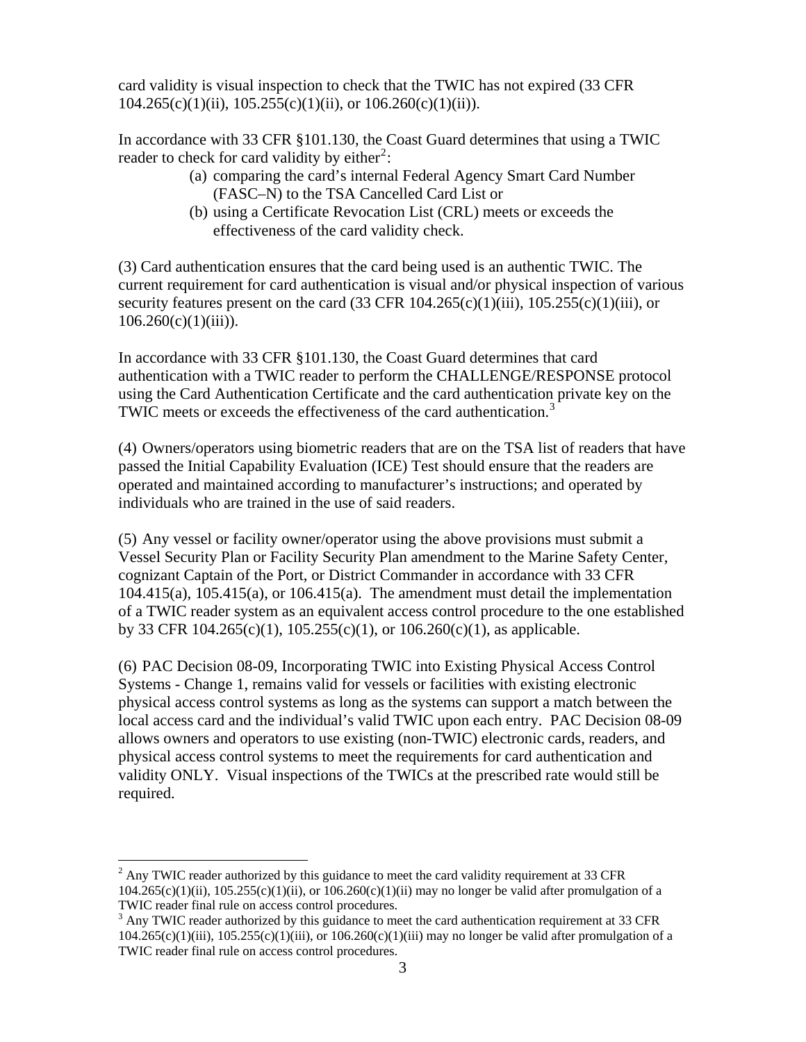card validity is visual inspection to check that the TWIC has not expired (33 CFR 104.265(c)(1)(ii), 105.255(c)(1)(ii), or 106.260(c)(1)(ii)).

In accordance with 33 CFR §101.130, the Coast Guard determines that using a TWIC reader to check for card validity by either[2]:

(a) comparing the card's internal Federal Agency Smart Card Number (FASC–N) to the TSA Cancelled Card List or
(b) using a Certificate Revocation List (CRL) meets or exceeds the effectiveness of the card validity check.

(3) Card authentication ensures that the card being used is an authentic TWIC. The current requirement for card authentication is visual and/or physical inspection of various security features present on the card (33 CFR 104.265(c)(1)(iii), 105.255(c)(1)(iii), or 106.260(c)(1)(iii)).

In accordance with 33 CFR §101.130, the Coast Guard determines that card authentication with a TWIC reader to perform the CHALLENGE/RESPONSE protocol using the Card Authentication Certificate and the card authentication private key on the TWIC meets or exceeds the effectiveness of the card authentication.[3]

(4) Owners/operators using biometric readers that are on the TSA list of readers that have passed the Initial Capability Evaluation (ICE) Test should ensure that the readers are operated and maintained according to manufacturer's instructions; and operated by individuals who are trained in the use of said readers.

(5) Any vessel or facility owner/operator using the above provisions must submit a Vessel Security Plan or Facility Security Plan amendment to the Marine Safety Center, cognizant Captain of the Port, or District Commander in accordance with 33 CFR 104.415(a), 105.415(a), or 106.415(a). The amendment must detail the implementation of a TWIC reader system as an equivalent access control procedure to the one established by 33 CFR 104.265(c)(1), 105.255(c)(1), or 106.260(c)(1), as applicable.

(6) PAC Decision 08-09, Incorporating TWIC into Existing Physical Access Control Systems - Change 1, remains valid for vessels or facilities with existing electronic physical access control systems as long as the systems can support a match between the local access card and the individual's valid TWIC upon each entry. PAC Decision 08-09 allows owners and operators to use existing (non-TWIC) electronic cards, readers, and physical access control systems to meet the requirements for card authentication and validity ONLY. Visual inspections of the TWICs at the prescribed rate would still be required.

---

[2] Any TWIC reader authorized by this guidance to meet the card validity requirement at 33 CFR 104.265(c)(1)(ii), 105.255(c)(1)(ii), or 106.260(c)(1)(ii) may no longer be valid after promulgation of a TWIC reader final rule on access control procedures.

[3] Any TWIC reader authorized by this guidance to meet the card authentication requirement at 33 CFR 104.265(c)(1)(iii), 105.255(c)(1)(iii), or 106.260(c)(1)(iii) may no longer be valid after promulgation of a TWIC reader final rule on access control procedures.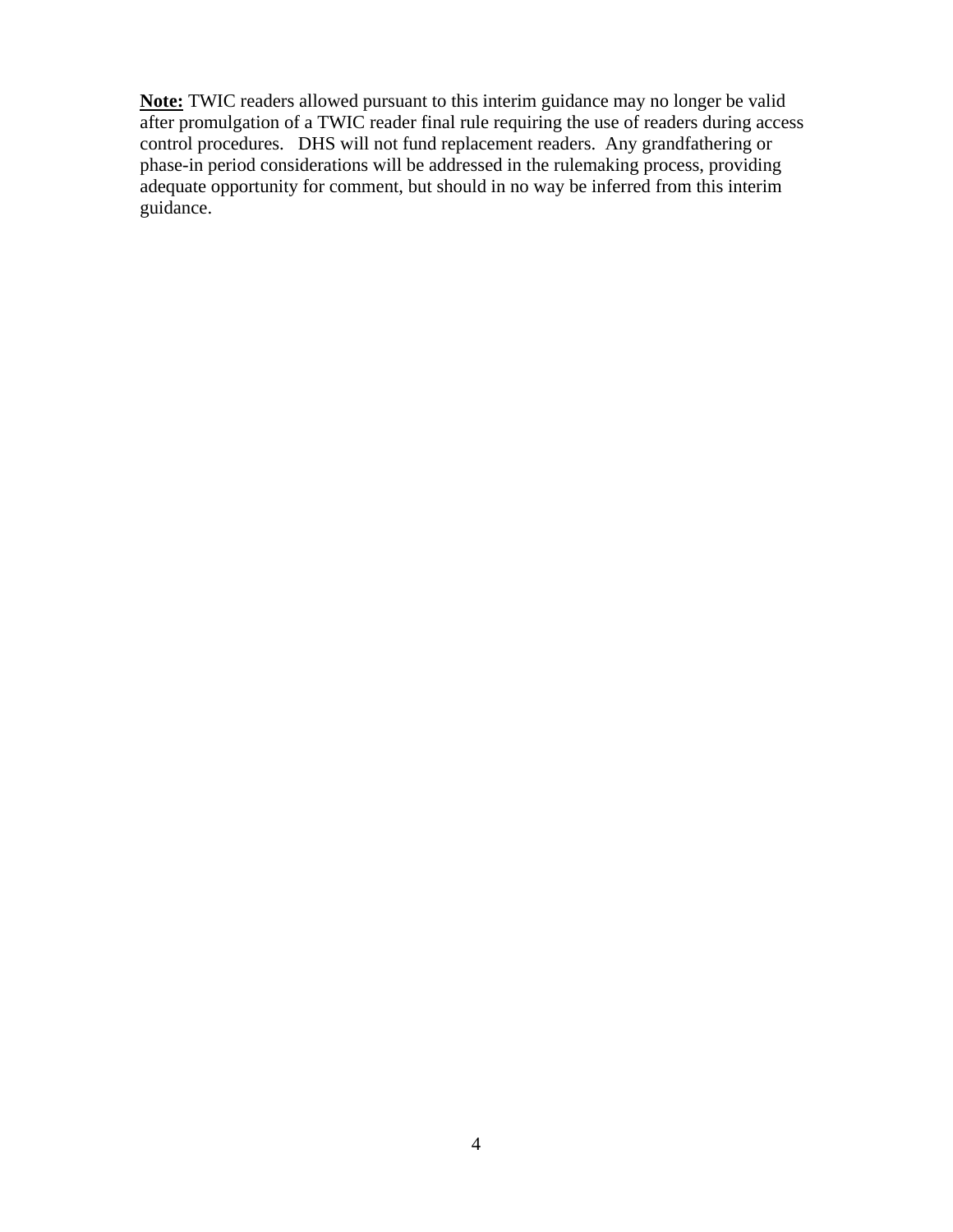<u>**Note:**</u> TWIC readers allowed pursuant to this interim guidance may no longer be valid after promulgation of a TWIC reader final rule requiring the use of readers during access control procedures. DHS will not fund replacement readers. Any grandfathering or phase-in period considerations will be addressed in the rulemaking process, providing adequate opportunity for comment, but should in no way be inferred from this interim guidance.